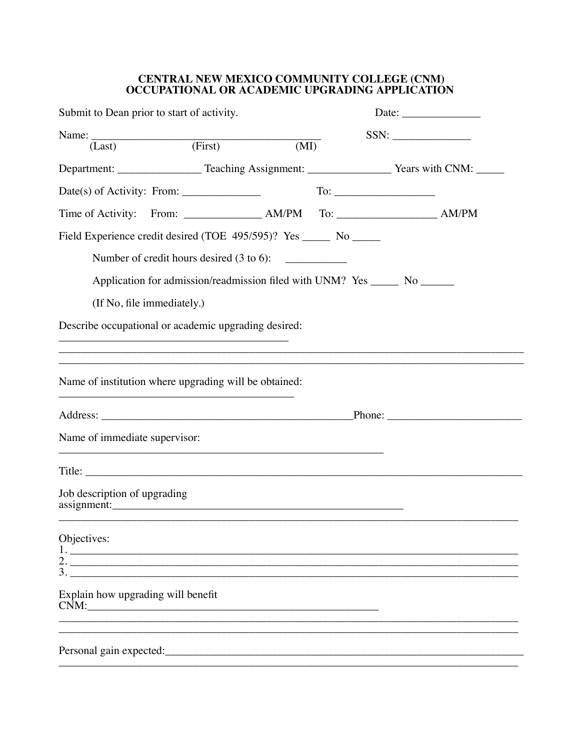# CENTRAL NEW MEXICO COMMUNITY COLLEGE (CNM)
# OCCUPATIONAL OR ACADEMIC UPGRADING APPLICATION

Submit to Dean prior to start of activity. Date: ______________

Name: ________________________________________ SSN: ______________
(Last) (First) (MI)

Department: _______________ Teaching Assignment: _______________ Years with CNM: _____

Date(s) of Activity: From: ______________ To: __________________

Time of Activity: From: ______________ AM/PM To: __________________ AM/PM

Field Experience credit desired (TOE 495/595)? Yes _____ No _____

Number of credit hours desired (3 to 6): ___________

Application for admission/readmission filed with UNM? Yes _____ No ______

(If No, file immediately.)

Describe occupational or academic upgrading desired: ________________________________________
________________________________________________________________________________
________________________________________________________________________________

Name of institution where upgrading will be obtained: ________________________________________

Address: ______________________________________________Phone: ________________________

Name of immediate supervisor: ____________________________________________________________

Title: ________________________________________________________________________________

Job description of upgrading assignment:________________________________________________________
________________________________________________________________________________

Objectives:
1. ________________________________________________________________________________
2. ________________________________________________________________________________
3. ________________________________________________________________________________

Explain how upgrading will benefit CNM:______________________________________________________
________________________________________________________________________________
________________________________________________________________________________

Personal gain expected:_____________________________________________________________________
________________________________________________________________________________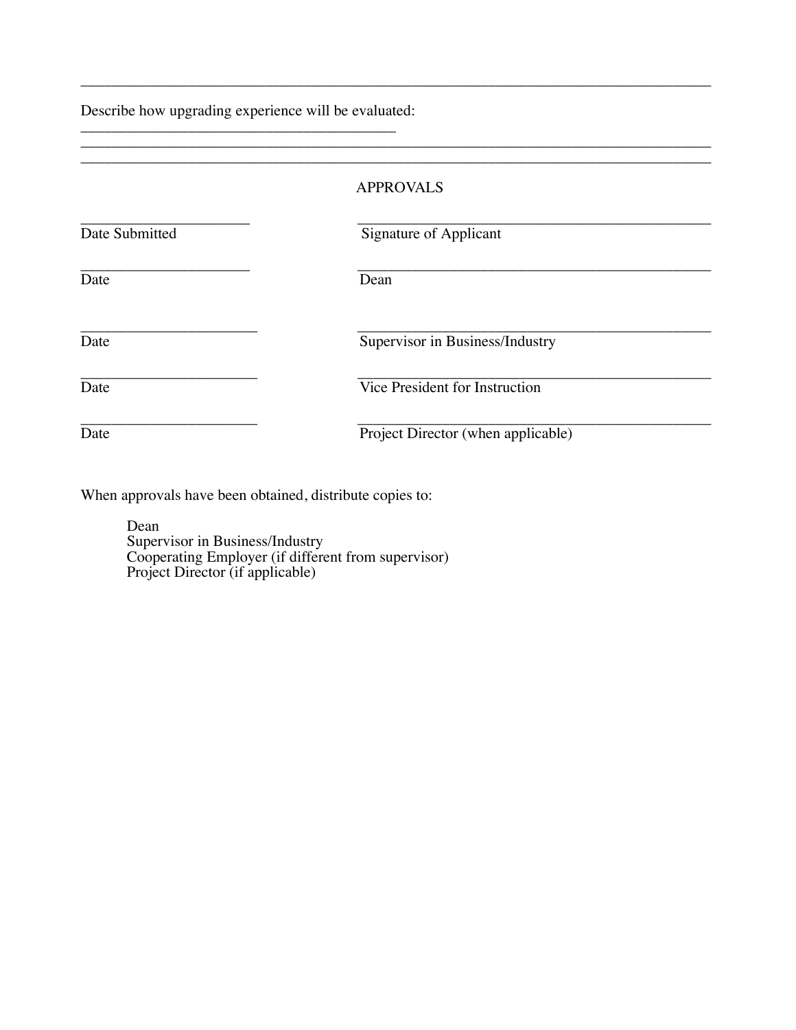\_\_\_\_\_\_\_\_\_\_\_\_\_\_\_\_\_\_\_\_\_\_\_\_\_\_\_\_\_\_\_\_\_\_\_\_\_\_\_\_\_\_\_\_\_\_\_\_\_\_\_\_\_\_\_\_\_\_\_\_\_\_\_\_\_\_\_\_\_\_\_\_\_\_\_\_\_\_

Describe how upgrading experience will be evaluated:
\_\_\_\_\_\_\_\_\_\_\_\_\_\_\_\_\_\_\_\_\_\_\_\_\_\_\_\_\_\_\_\_\_\_\_\_\_\_\_\_\_

\_\_\_\_\_\_\_\_\_\_\_\_\_\_\_\_\_\_\_\_\_\_\_\_\_\_\_\_\_\_\_\_\_\_\_\_\_\_\_\_\_\_\_\_\_\_\_\_\_\_\_\_\_\_\_\_\_\_\_\_\_\_\_\_\_\_\_\_\_\_\_\_\_\_\_\_\_\_

\_\_\_\_\_\_\_\_\_\_\_\_\_\_\_\_\_\_\_\_\_\_\_\_\_\_\_\_\_\_\_\_\_\_\_\_\_\_\_\_\_\_\_\_\_\_\_\_\_\_\_\_\_\_\_\_\_\_\_\_\_\_\_\_\_\_\_\_\_\_\_\_\_\_\_\_\_\_

APPROVALS

| | |
|---|---|
| \_\_\_\_\_\_\_\_\_\_\_\_\_\_\_\_\_\_\_\_\_\_ | \_\_\_\_\_\_\_\_\_\_\_\_\_\_\_\_\_\_\_\_\_\_\_\_\_\_\_\_\_\_\_\_\_\_\_\_\_\_\_\_\_\_\_\_\_\_ |
| Date Submitted | Signature of Applicant |
| \_\_\_\_\_\_\_\_\_\_\_\_\_\_\_\_\_\_\_\_\_\_ | \_\_\_\_\_\_\_\_\_\_\_\_\_\_\_\_\_\_\_\_\_\_\_\_\_\_\_\_\_\_\_\_\_\_\_\_\_\_\_\_\_\_\_\_\_\_ |
| Date | Dean |
| \_\_\_\_\_\_\_\_\_\_\_\_\_\_\_\_\_\_\_\_\_\_ | \_\_\_\_\_\_\_\_\_\_\_\_\_\_\_\_\_\_\_\_\_\_\_\_\_\_\_\_\_\_\_\_\_\_\_\_\_\_\_\_\_\_\_\_\_\_ |
| Date | Supervisor in Business/Industry |
| \_\_\_\_\_\_\_\_\_\_\_\_\_\_\_\_\_\_\_\_\_\_ | \_\_\_\_\_\_\_\_\_\_\_\_\_\_\_\_\_\_\_\_\_\_\_\_\_\_\_\_\_\_\_\_\_\_\_\_\_\_\_\_\_\_\_\_\_\_ |
| Date | Vice President for Instruction |
| \_\_\_\_\_\_\_\_\_\_\_\_\_\_\_\_\_\_\_\_\_\_ | \_\_\_\_\_\_\_\_\_\_\_\_\_\_\_\_\_\_\_\_\_\_\_\_\_\_\_\_\_\_\_\_\_\_\_\_\_\_\_\_\_\_\_\_\_\_ |
| Date | Project Director (when applicable) |

When approvals have been obtained, distribute copies to:

- Dean
- Supervisor in Business/Industry
- Cooperating Employer (if different from supervisor)
- Project Director (if applicable)